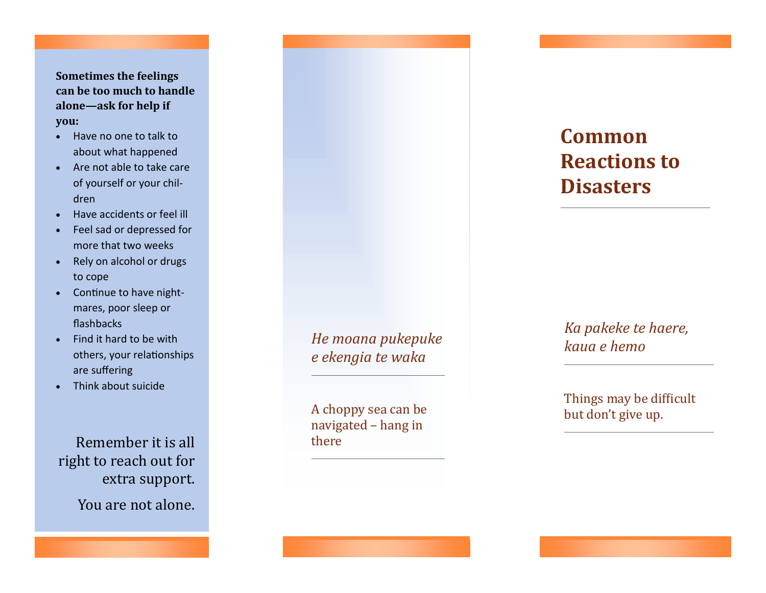**Sometimes the feelings can be too much to handle alone—ask for help if you:**

- Have no one to talk to about what happened
- Are not able to take care of yourself or your children
- Have accidents or feel ill
- Feel sad or depressed for more that two weeks
- Rely on alcohol or drugs to cope
- Continue to have nightmares, poor sleep or flashbacks
- Find it hard to be with others, your relationships are suffering
- Think about suicide

Remember it is all right to reach out for extra support.

You are not alone.

*He moana pukepuke e ekengia te waka*

A choppy sea can be navigated – hang in there

# Common Reactions to Disasters

*Ka pakeke te haere, kaua e hemo*

Things may be difficult but don't give up.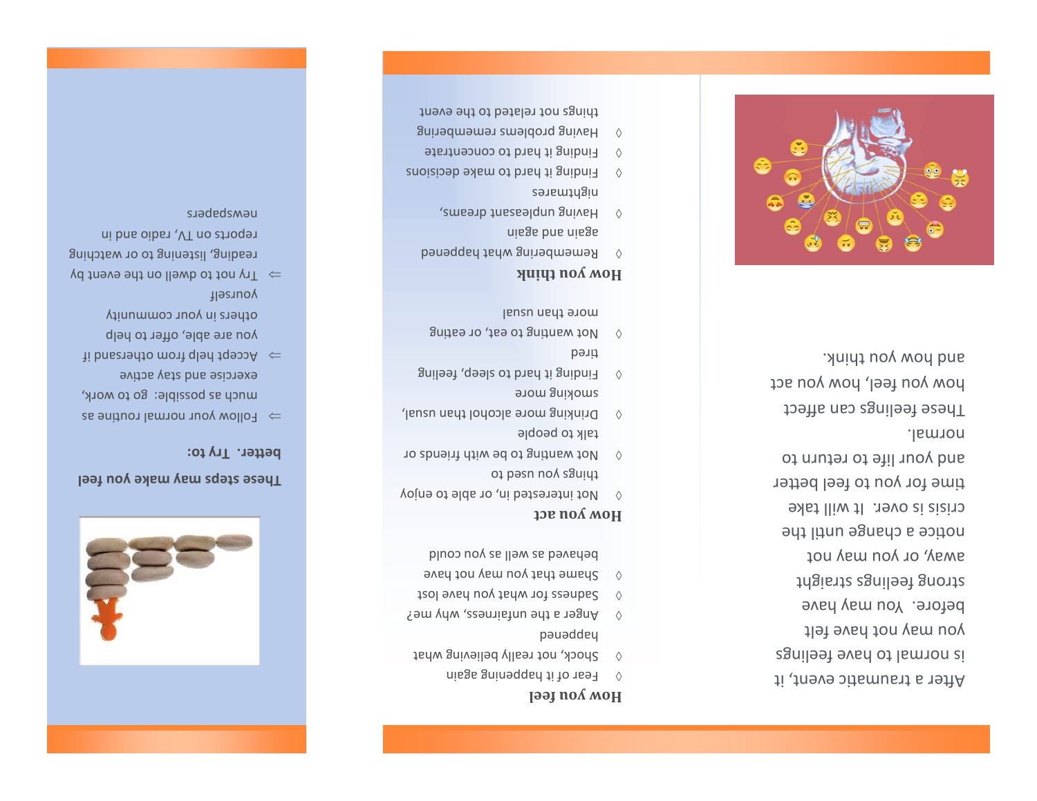After a traumatic event, it is normal to have feelings you may not have felt before. You may have strong feelings straight away, or you may not notice a change until the crisis is over. It will take time for you to feel better and your life to return to normal.

These feelings can affect how you feel, how you act and how you think.

**How you feel**

◊ Fear of it happening again
◊ Shock, not really believing what happened
◊ Anger a the unfairness, why me?
◊ Sadness for what you have lost
◊ Shame that you may not have behaved as well as you could

**How you act**

◊ Not interested in, or able to enjoy things you used to
◊ Not wanting to be with friends or talk to people
◊ Drinking more alcohol than usual, smoking more
◊ Finding it hard to sleep, feeling tired
◊ Not wanting to eat, or eating more than usual

**How you think**

◊ Remembering what happened again and again
◊ Having unpleasant dreams, nightmares
◊ Finding it hard to make decisions
◊ Finding it hard to concentrate
◊ Having problems remembering things not related to the event

**These steps may make you feel better. Try to:**

⇒ Follow your normal routine as much as possible: go to work, exercise and stay active
⇒ Accept help from others and if you are able, offer to help others in your community yourself
⇒ Try not to dwell on the event by reading, listening to or watching reports on TV, radio and in newspapers